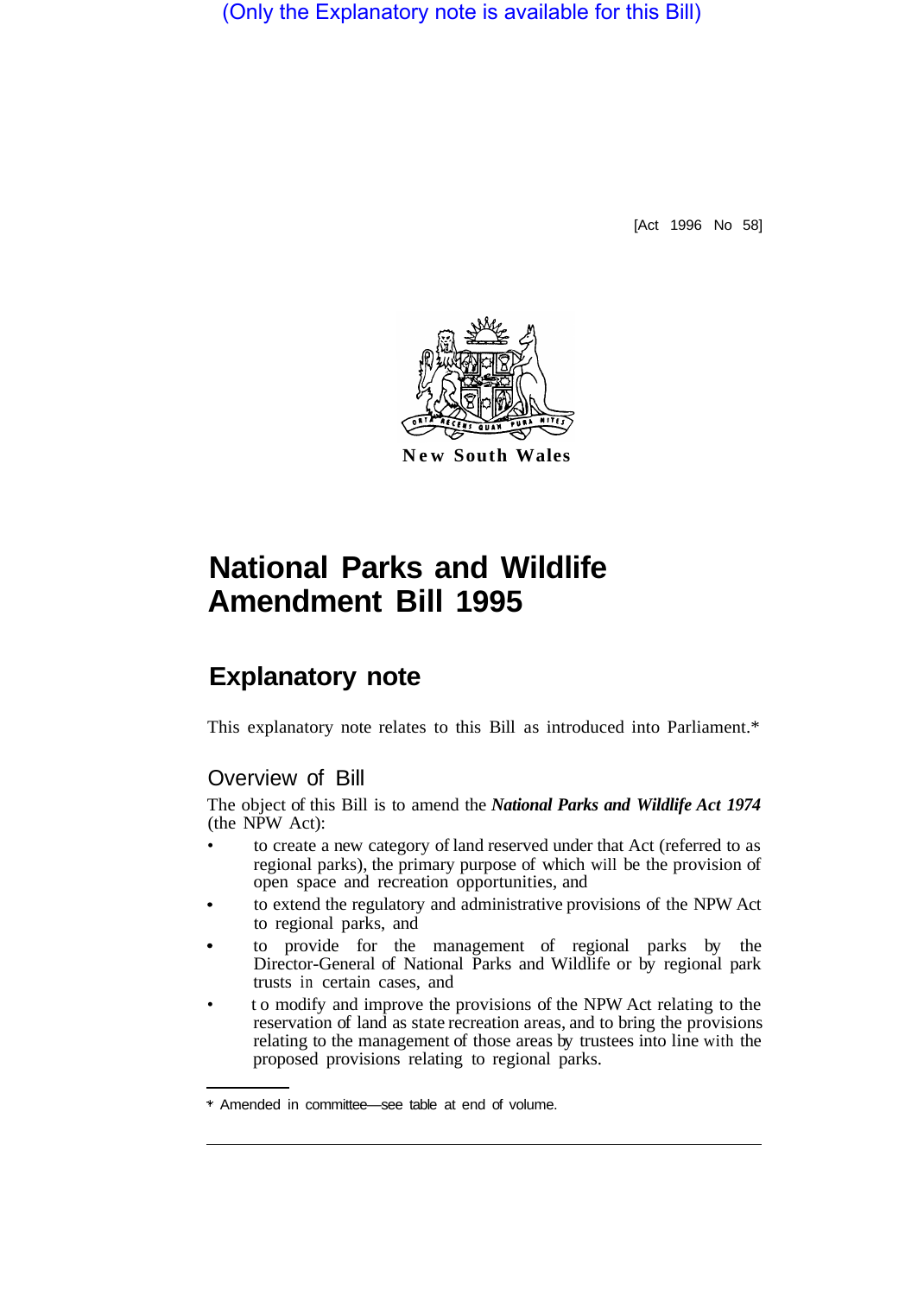(Only the Explanatory note is available for this Bill)

[Act 1996 No 58]

New South Wales

# National Parks and Wildlife Amendment Bill 1995

## Explanatory note

This explanatory note relates to this Bill as introduced into Parliament.*

### Overview of Bill

The object of this Bill is to amend the ***National Parks and Wildlife Act 1974*** (the NPW Act):

- to create a new category of land reserved under that Act (referred to as regional parks), the primary purpose of which will be the provision of open space and recreation opportunities, and
- to extend the regulatory and administrative provisions of the NPW Act to regional parks, and
- to provide for the management of regional parks by the Director-General of National Parks and Wildlife or by regional park trusts in certain cases, and
- to modify and improve the provisions of the NPW Act relating to the reservation of land as state recreation areas, and to bring the provisions relating to the management of those areas by trustees into line with the proposed provisions relating to regional parks.

* Amended in committee—see table at end of volume.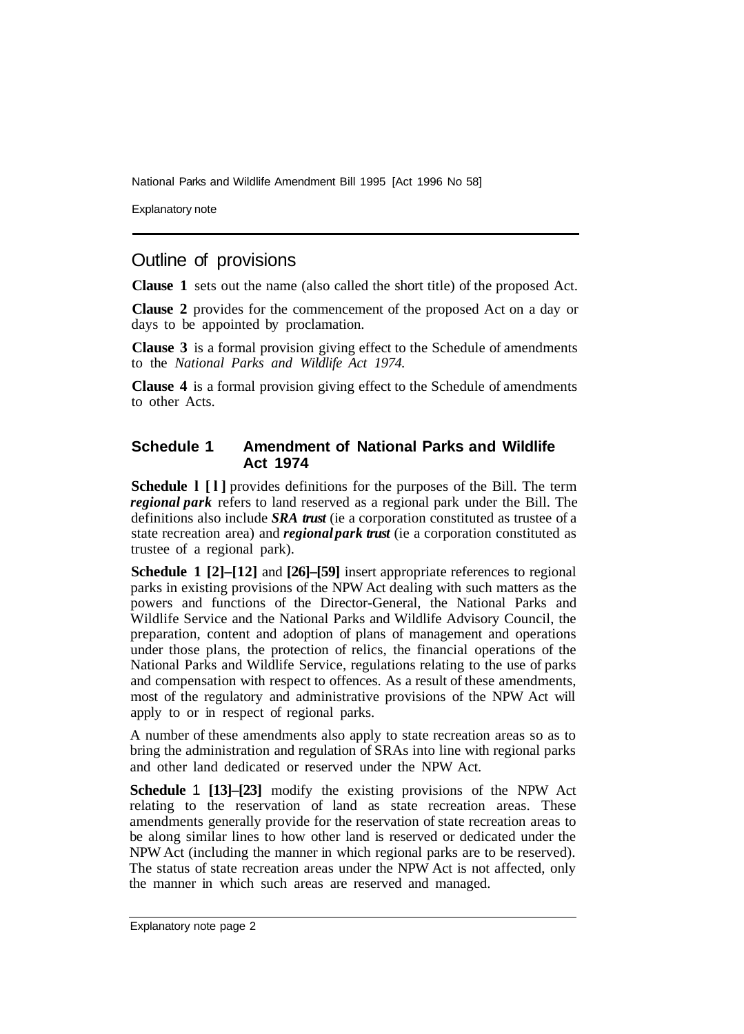## Outline of provisions

**Clause 1** sets out the name (also called the short title) of the proposed Act.

**Clause 2** provides for the commencement of the proposed Act on a day or days to be appointed by proclamation.

**Clause 3** is a formal provision giving effect to the Schedule of amendments to the *National Parks and Wildlife Act 1974.*

**Clause 4** is a formal provision giving effect to the Schedule of amendments to other Acts.

### Schedule 1 Amendment of National Parks and Wildlife Act 1974

**Schedule 1 [1]** provides definitions for the purposes of the Bill. The term ***regional park*** refers to land reserved as a regional park under the Bill. The definitions also include ***SRA trust*** (ie a corporation constituted as trustee of a state recreation area) and ***regional park trust*** (ie a corporation constituted as trustee of a regional park).

**Schedule 1 [2]–[12]** and **[26]–[59]** insert appropriate references to regional parks in existing provisions of the NPW Act dealing with such matters as the powers and functions of the Director-General, the National Parks and Wildlife Service and the National Parks and Wildlife Advisory Council, the preparation, content and adoption of plans of management and operations under those plans, the protection of relics, the financial operations of the National Parks and Wildlife Service, regulations relating to the use of parks and compensation with respect to offences. As a result of these amendments, most of the regulatory and administrative provisions of the NPW Act will apply to or in respect of regional parks.

A number of these amendments also apply to state recreation areas so as to bring the administration and regulation of SRAs into line with regional parks and other land dedicated or reserved under the NPW Act.

**Schedule 1 [13]–[23]** modify the existing provisions of the NPW Act relating to the reservation of land as state recreation areas. These amendments generally provide for the reservation of state recreation areas to be along similar lines to how other land is reserved or dedicated under the NPW Act (including the manner in which regional parks are to be reserved). The status of state recreation areas under the NPW Act is not affected, only the manner in which such areas are reserved and managed.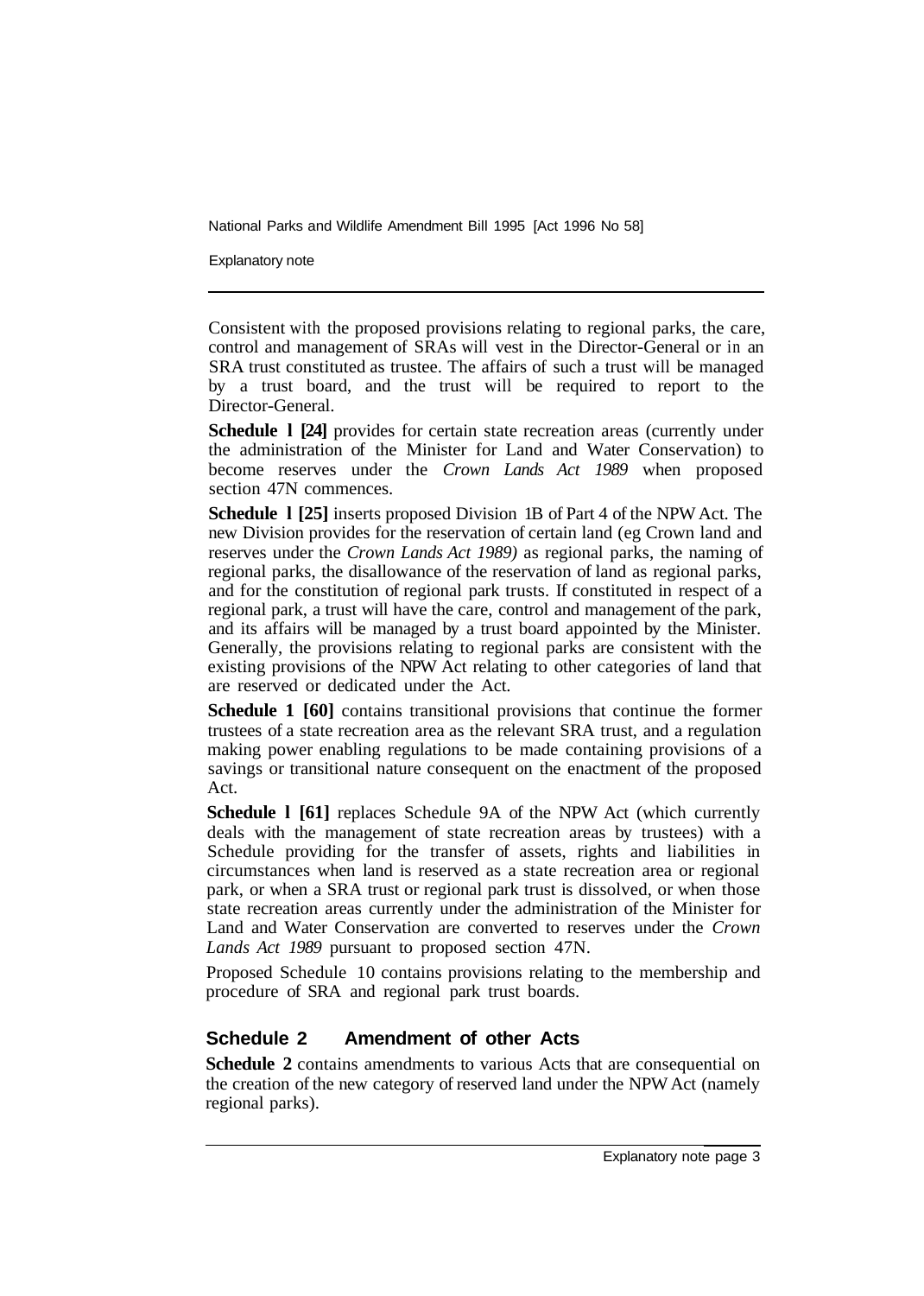Consistent with the proposed provisions relating to regional parks, the care, control and management of SRAs will vest in the Director-General or in an SRA trust constituted as trustee. The affairs of such a trust will be managed by a trust board, and the trust will be required to report to the Director-General.

**Schedule 1 [24]** provides for certain state recreation areas (currently under the administration of the Minister for Land and Water Conservation) to become reserves under the *Crown Lands Act 1989* when proposed section 47N commences.

**Schedule 1 [25]** inserts proposed Division 1B of Part 4 of the NPW Act. The new Division provides for the reservation of certain land (eg Crown land and reserves under the *Crown Lands Act 1989)* as regional parks, the naming of regional parks, the disallowance of the reservation of land as regional parks, and for the constitution of regional park trusts. If constituted in respect of a regional park, a trust will have the care, control and management of the park, and its affairs will be managed by a trust board appointed by the Minister. Generally, the provisions relating to regional parks are consistent with the existing provisions of the NPW Act relating to other categories of land that are reserved or dedicated under the Act.

**Schedule 1 [60]** contains transitional provisions that continue the former trustees of a state recreation area as the relevant SRA trust, and a regulation making power enabling regulations to be made containing provisions of a savings or transitional nature consequent on the enactment of the proposed Act.

**Schedule 1 [61]** replaces Schedule 9A of the NPW Act (which currently deals with the management of state recreation areas by trustees) with a Schedule providing for the transfer of assets, rights and liabilities in circumstances when land is reserved as a state recreation area or regional park, or when a SRA trust or regional park trust is dissolved, or when those state recreation areas currently under the administration of the Minister for Land and Water Conservation are converted to reserves under the *Crown Lands Act 1989* pursuant to proposed section 47N.

Proposed Schedule 10 contains provisions relating to the membership and procedure of SRA and regional park trust boards.

## Schedule 2 Amendment of other Acts

**Schedule 2** contains amendments to various Acts that are consequential on the creation of the new category of reserved land under the NPW Act (namely regional parks).